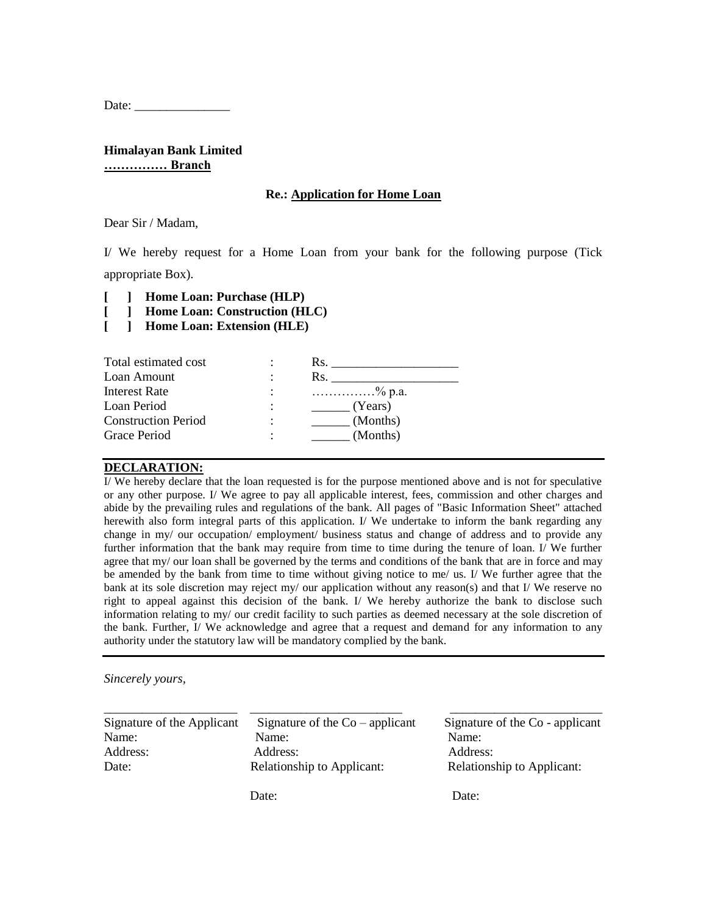Date: _______________

**Himalayan Bank Limited**
**…………… Branch**

**Re.: Application for Home Loan**

Dear Sir / Madam,

I/ We hereby request for a Home Loan from your bank for the following purpose (Tick appropriate Box).

**[ ] Home Loan: Purchase (HLP)**
**[ ] Home Loan: Construction (HLC)**
**[ ] Home Loan: Extension (HLE)**

| | | |
|---|---|---|
| Total estimated cost | : | Rs. ____________________ |
| Loan Amount | : | Rs. ____________________ |
| Interest Rate | : | ……………% p.a. |
| Loan Period | : | ______ (Years) |
| Construction Period | : | ______ (Months) |
| Grace Period | : | ______ (Months) |

**DECLARATION:**

I/ We hereby declare that the loan requested is for the purpose mentioned above and is not for speculative or any other purpose. I/ We agree to pay all applicable interest, fees, commission and other charges and abide by the prevailing rules and regulations of the bank. All pages of "Basic Information Sheet" attached herewith also form integral parts of this application. I/ We undertake to inform the bank regarding any change in my/ our occupation/ employment/ business status and change of address and to provide any further information that the bank may require from time to time during the tenure of loan. I/ We further agree that my/ our loan shall be governed by the terms and conditions of the bank that are in force and may be amended by the bank from time to time without giving notice to me/ us. I/ We further agree that the bank at its sole discretion may reject my/ our application without any reason(s) and that I/ We reserve no right to appeal against this decision of the bank. I/ We hereby authorize the bank to disclose such information relating to my/ our credit facility to such parties as deemed necessary at the sole discretion of the bank. Further, I/ We acknowledge and agree that a request and demand for any information to any authority under the statutory law will be mandatory complied by the bank.

*Sincerely yours,*

| _____________________ | ________________________ | ________________________ |
|---|---|---|
| Signature of the Applicant | Signature of the Co – applicant | Signature of the Co - applicant |
| Name: | Name: | Name: |
| Address: | Address: | Address: |
| Date: | Relationship to Applicant: | Relationship to Applicant: |
| | Date: | Date: |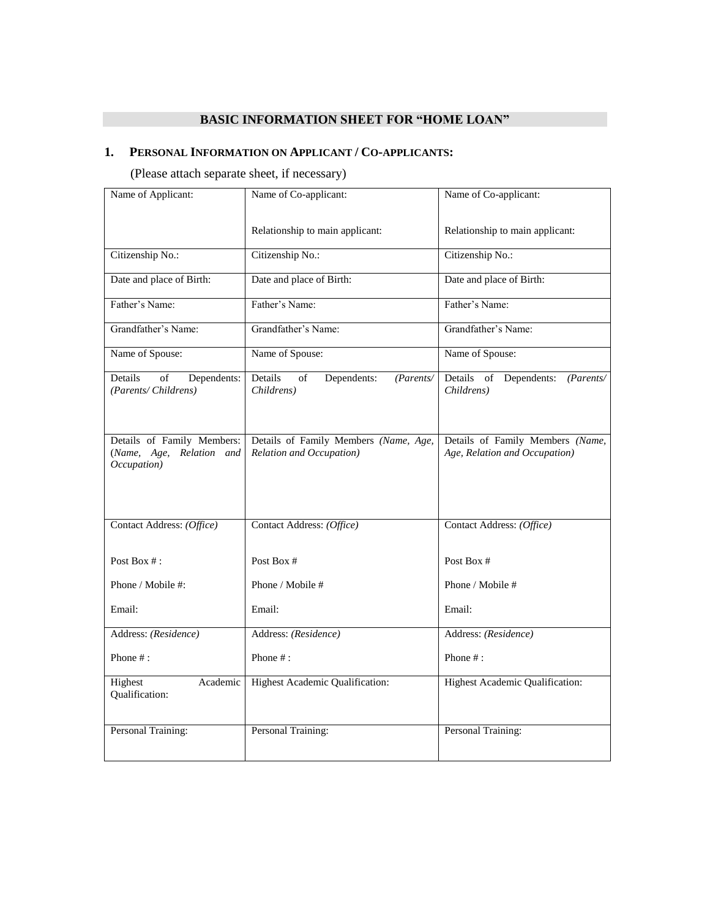## BASIC INFORMATION SHEET FOR "HOME LOAN"

### 1. PERSONAL INFORMATION ON APPLICANT / CO-APPLICANTS:

(Please attach separate sheet, if necessary)

| Name of Applicant: | Name of Co-applicant:<br><br>Relationship to main applicant: | Name of Co-applicant:<br><br>Relationship to main applicant: |
|---|---|---|
| Citizenship No.: | Citizenship No.: | Citizenship No.: |
| Date and place of Birth: | Date and place of Birth: | Date and place of Birth: |
| Father's Name: | Father's Name: | Father's Name: |
| Grandfather's Name: | Grandfather's Name: | Grandfather's Name: |
| Name of Spouse: | Name of Spouse: | Name of Spouse: |
| Details of Dependents: *(Parents/ Childrens)* | Details of Dependents: *(Parents/ Childrens)* | Details of Dependents: *(Parents/ Childrens)* |
| Details of Family Members: (*Name, Age, Relation and Occupation)* | Details of Family Members *(Name, Age, Relation and Occupation)* | Details of Family Members *(Name, Age, Relation and Occupation)* |
| Contact Address: *(Office)*<br><br>Post Box # :<br><br>Phone / Mobile #:<br><br>Email: | Contact Address: *(Office)*<br><br>Post Box #<br><br>Phone / Mobile #<br><br>Email: | Contact Address: *(Office)*<br><br>Post Box #<br><br>Phone / Mobile #<br><br>Email: |
| Address: *(Residence)*<br><br>Phone # : | Address: *(Residence)*<br><br>Phone # : | Address: *(Residence)*<br><br>Phone # : |
| Highest Academic Qualification: | Highest Academic Qualification: | Highest Academic Qualification: |
| Personal Training: | Personal Training: | Personal Training: |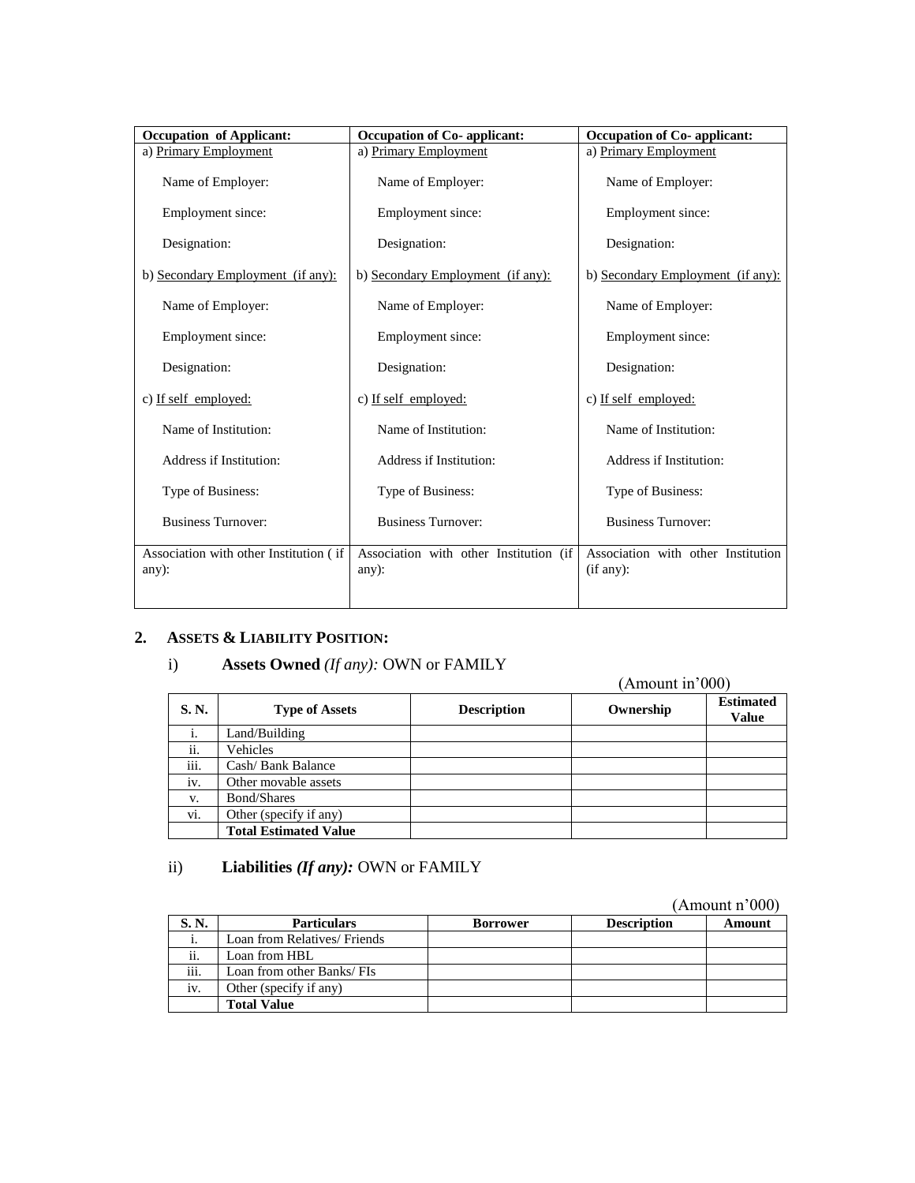| Occupation of Applicant: | Occupation of Co- applicant: | Occupation of Co- applicant: |
|---|---|---|
| a) Primary Employment<br><br>Name of Employer:<br><br>Employment since:<br><br>Designation:<br><br>b) Secondary Employment (if any):<br><br>Name of Employer:<br><br>Employment since:<br><br>Designation:<br><br>c) If self employed:<br><br>Name of Institution:<br><br>Address if Institution:<br><br>Type of Business:<br><br>Business Turnover: | a) Primary Employment<br><br>Name of Employer:<br><br>Employment since:<br><br>Designation:<br><br>b) Secondary Employment (if any):<br><br>Name of Employer:<br><br>Employment since:<br><br>Designation:<br><br>c) If self employed:<br><br>Name of Institution:<br><br>Address if Institution:<br><br>Type of Business:<br><br>Business Turnover: | a) Primary Employment<br><br>Name of Employer:<br><br>Employment since:<br><br>Designation:<br><br>b) Secondary Employment (if any):<br><br>Name of Employer:<br><br>Employment since:<br><br>Designation:<br><br>c) If self employed:<br><br>Name of Institution:<br><br>Address if Institution:<br><br>Type of Business:<br><br>Business Turnover: |
| Association with other Institution ( if any): | Association with other Institution (if any): | Association with other Institution (if any): |

## 2. ASSETS & LIABILITY POSITION:

### i) Assets Owned *(If any):* OWN or FAMILY

(Amount in'000)

| S. N. | Type of Assets | Description | Ownership | Estimated Value |
|---|---|---|---|---|
| i. | Land/Building | | | |
| ii. | Vehicles | | | |
| iii. | Cash/ Bank Balance | | | |
| iv. | Other movable assets | | | |
| v. | Bond/Shares | | | |
| vi. | Other (specify if any) | | | |
| | **Total Estimated Value** | | | |

### ii) Liabilities *(If any):* OWN or FAMILY

(Amount n'000)

| S. N. | Particulars | Borrower | Description | Amount |
|---|---|---|---|---|
| i. | Loan from Relatives/ Friends | | | |
| ii. | Loan from HBL | | | |
| iii. | Loan from other Banks/ FIs | | | |
| iv. | Other (specify if any) | | | |
| | **Total Value** | | | |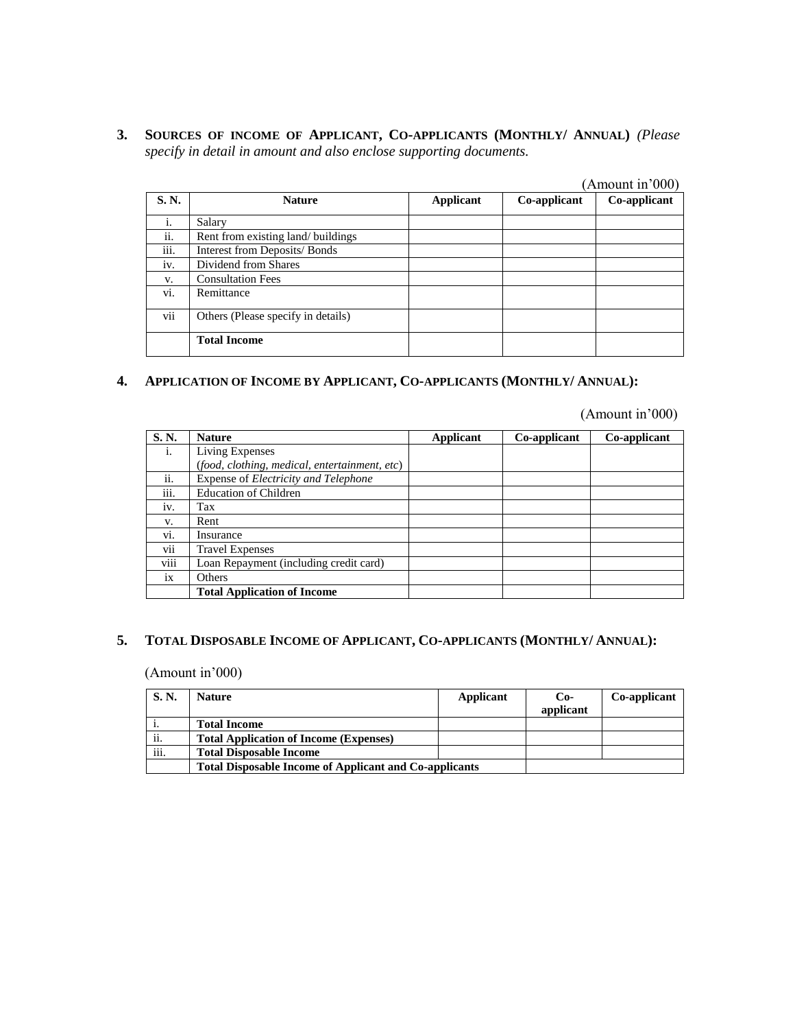**3. SOURCES OF INCOME OF APPLICANT, CO-APPLICANTS (MONTHLY/ ANNUAL)** *(Please specify in detail in amount and also enclose supporting documents.*

(Amount in'000)

| S. N. | Nature | Applicant | Co-applicant | Co-applicant |
|---|---|---|---|---|
| i. | Salary | | | |
| ii. | Rent from existing land/ buildings | | | |
| iii. | Interest from Deposits/ Bonds | | | |
| iv. | Dividend from Shares | | | |
| v. | Consultation Fees | | | |
| vi. | Remittance | | | |
| vii | Others (Please specify in details) | | | |
| | **Total Income** | | | |

**4. APPLICATION OF INCOME BY APPLICANT, CO-APPLICANTS (MONTHLY/ ANNUAL):**

(Amount in'000)

| S. N. | Nature | Applicant | Co-applicant | Co-applicant |
|---|---|---|---|---|
| i. | Living Expenses (*food, clothing, medical, entertainment, etc*) | | | |
| ii. | Expense of *Electricity and Telephone* | | | |
| iii. | Education of Children | | | |
| iv. | Tax | | | |
| v. | Rent | | | |
| vi. | Insurance | | | |
| vii | Travel Expenses | | | |
| viii | Loan Repayment (including credit card) | | | |
| ix | Others | | | |
| | **Total Application of Income** | | | |

**5. TOTAL DISPOSABLE INCOME OF APPLICANT, CO-APPLICANTS (MONTHLY/ ANNUAL):**

(Amount in'000)

| S. N. | Nature | Applicant | Co-applicant | Co-applicant |
|---|---|---|---|---|
| i. | **Total Income** | | | |
| ii. | **Total Application of Income (Expenses)** | | | |
| iii. | **Total Disposable Income** | | | |
| | **Total Disposable Income of Applicant and Co-applicants** | | | |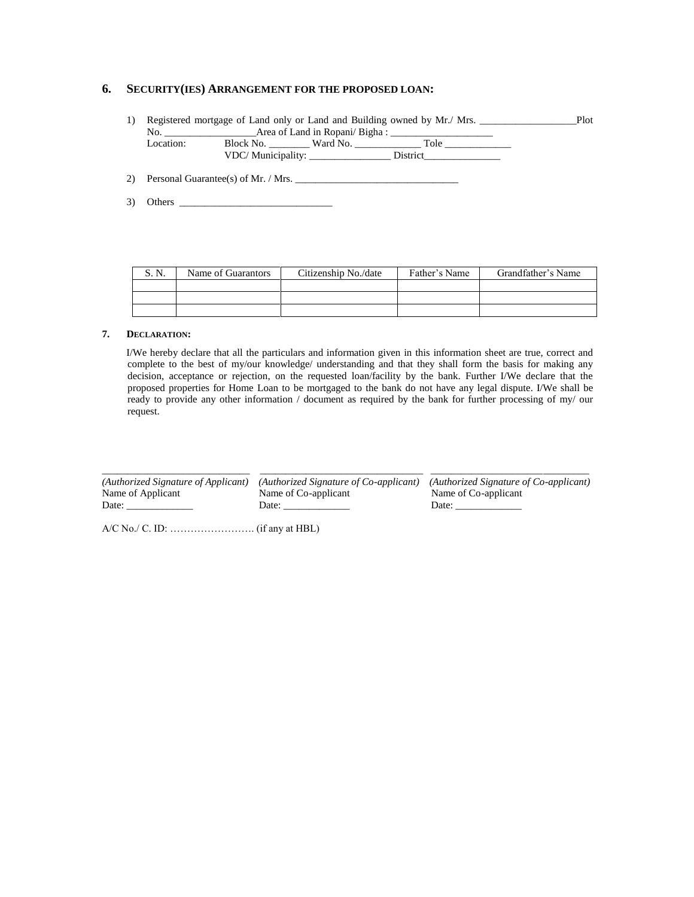## 6. SECURITY(IES) ARRANGEMENT FOR THE PROPOSED LOAN:

1) Registered mortgage of Land only or Land and Building owned by Mr./ Mrs. ___________________Plot No. __________________Area of Land in Ropani/ Bigha : ____________________
   Location: Block No. ________ Ward No. _____________ Tole _____________
   VDC/ Municipality: ________________ District_______________

2) Personal Guarantee(s) of Mr. / Mrs. ________________________________

3) Others ______________________________

| S. N. | Name of Guarantors | Citizenship No./date | Father's Name | Grandfather's Name |
|---|---|---|---|---|
| | | | | |
| | | | | |
| | | | | |

### 7. DECLARATION:

I/We hereby declare that all the particulars and information given in this information sheet are true, correct and complete to the best of my/our knowledge/ understanding and that they shall form the basis for making any decision, acceptance or rejection, on the requested loan/facility by the bank. Further I/We declare that the proposed properties for Home Loan to be mortgaged to the bank do not have any legal dispute. I/We shall be ready to provide any other information / document as required by the bank for further processing of my/ our request.

| | | |
|---|---|---|
| ____________________________ | ______________________________ | ______________________________ |
| *(Authorized Signature of Applicant)* | *(Authorized Signature of Co-applicant)* | *(Authorized Signature of Co-applicant)* |
| Name of Applicant | Name of Co-applicant | Name of Co-applicant |
| Date: _____________ | Date: _____________ | Date: _____________ |

A/C No./ C. ID: ……………………. (if any at HBL)